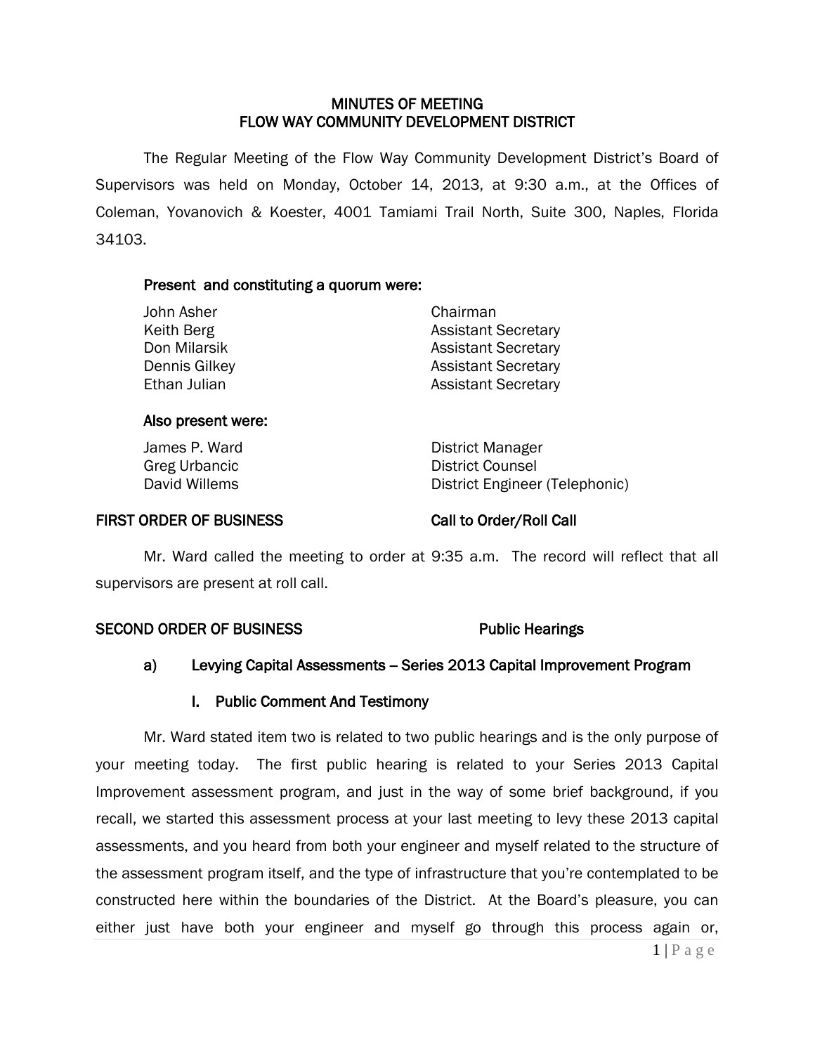# MINUTES OF MEETING
# FLOW WAY COMMUNITY DEVELOPMENT DISTRICT

The Regular Meeting of the Flow Way Community Development District's Board of Supervisors was held on Monday, October 14, 2013, at 9:30 a.m., at the Offices of Coleman, Yovanovich & Koester, 4001 Tamiami Trail North, Suite 300, Naples, Florida 34103.

**Present and constituting a quorum were:**

| | |
|---|---|
| John Asher | Chairman |
| Keith Berg | Assistant Secretary |
| Don Milarsik | Assistant Secretary |
| Dennis Gilkey | Assistant Secretary |
| Ethan Julian | Assistant Secretary |

**Also present were:**

| | |
|---|---|
| James P. Ward | District Manager |
| Greg Urbancic | District Counsel |
| David Willems | District Engineer (Telephonic) |

**FIRST ORDER OF BUSINESS** — **Call to Order/Roll Call**

Mr. Ward called the meeting to order at 9:35 a.m. The record will reflect that all supervisors are present at roll call.

**SECOND ORDER OF BUSINESS** — **Public Hearings**

**a) Levying Capital Assessments – Series 2013 Capital Improvement Program**

**I. Public Comment And Testimony**

Mr. Ward stated item two is related to two public hearings and is the only purpose of your meeting today. The first public hearing is related to your Series 2013 Capital Improvement assessment program, and just in the way of some brief background, if you recall, we started this assessment process at your last meeting to levy these 2013 capital assessments, and you heard from both your engineer and myself related to the structure of the assessment program itself, and the type of infrastructure that you're contemplated to be constructed here within the boundaries of the District. At the Board's pleasure, you can either just have both your engineer and myself go through this process again or,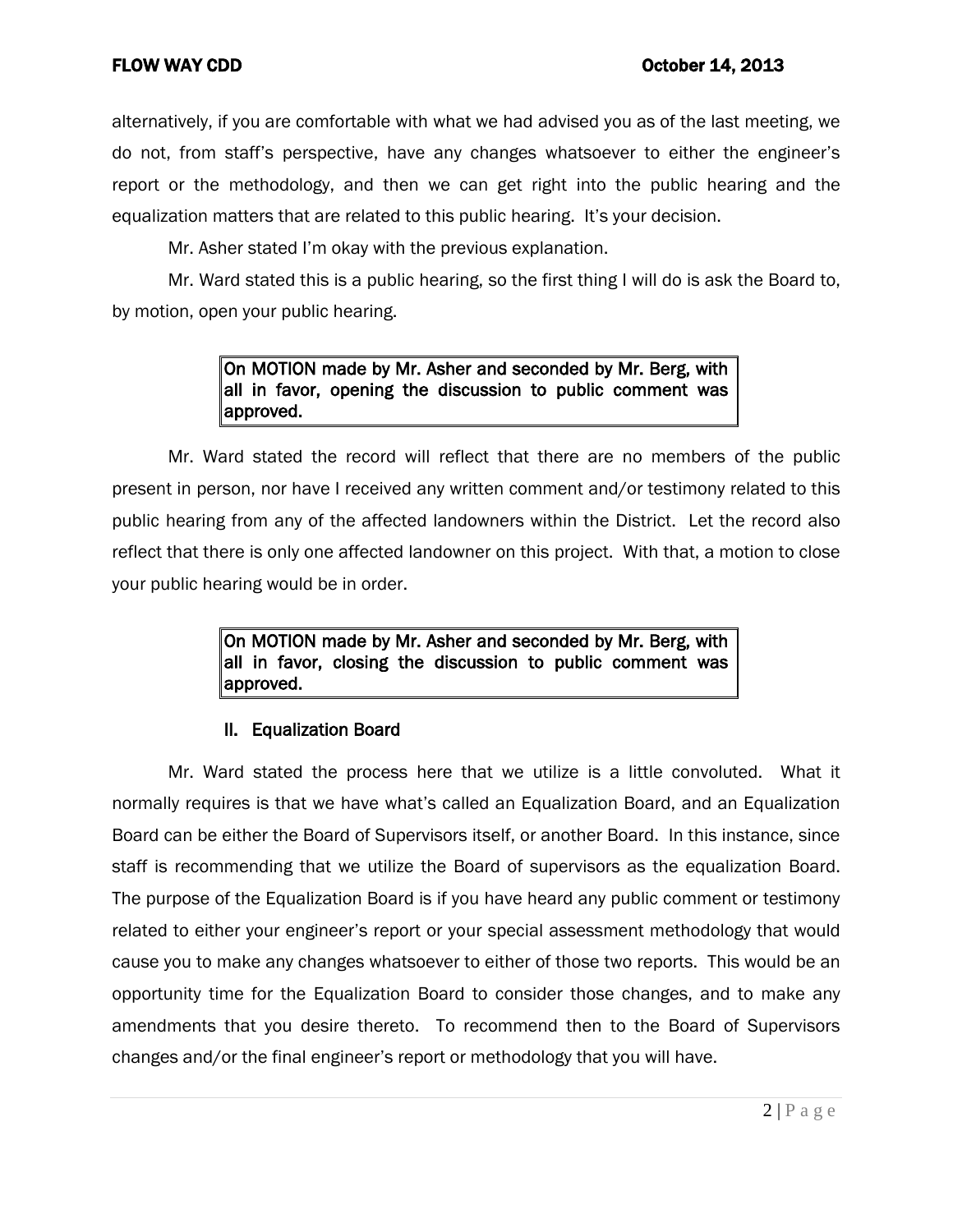alternatively, if you are comfortable with what we had advised you as of the last meeting, we do not, from staff's perspective, have any changes whatsoever to either the engineer's report or the methodology, and then we can get right into the public hearing and the equalization matters that are related to this public hearing. It's your decision.

Mr. Asher stated I'm okay with the previous explanation.

Mr. Ward stated this is a public hearing, so the first thing I will do is ask the Board to, by motion, open your public hearing.

> **On MOTION made by Mr. Asher and seconded by Mr. Berg, with all in favor, opening the discussion to public comment was approved.**

Mr. Ward stated the record will reflect that there are no members of the public present in person, nor have I received any written comment and/or testimony related to this public hearing from any of the affected landowners within the District. Let the record also reflect that there is only one affected landowner on this project. With that, a motion to close your public hearing would be in order.

> **On MOTION made by Mr. Asher and seconded by Mr. Berg, with all in favor, closing the discussion to public comment was approved.**

## II. Equalization Board

Mr. Ward stated the process here that we utilize is a little convoluted. What it normally requires is that we have what's called an Equalization Board, and an Equalization Board can be either the Board of Supervisors itself, or another Board. In this instance, since staff is recommending that we utilize the Board of supervisors as the equalization Board. The purpose of the Equalization Board is if you have heard any public comment or testimony related to either your engineer's report or your special assessment methodology that would cause you to make any changes whatsoever to either of those two reports. This would be an opportunity time for the Equalization Board to consider those changes, and to make any amendments that you desire thereto. To recommend then to the Board of Supervisors changes and/or the final engineer's report or methodology that you will have.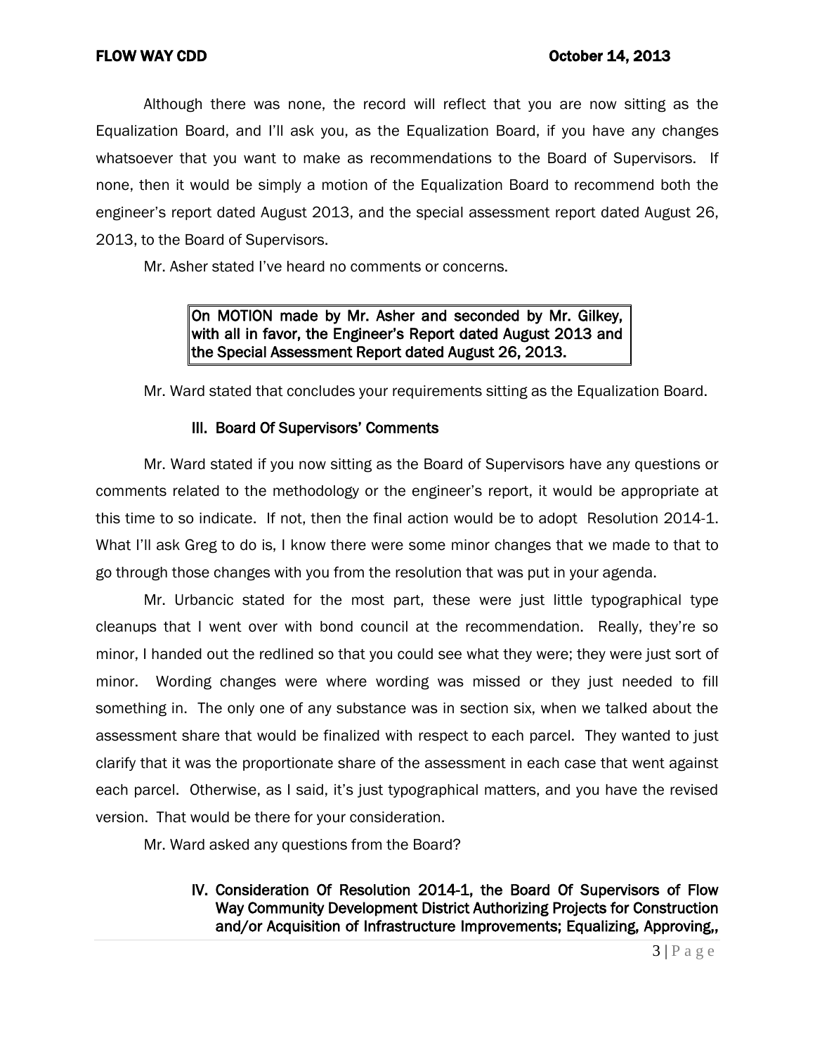Although there was none, the record will reflect that you are now sitting as the Equalization Board, and I'll ask you, as the Equalization Board, if you have any changes whatsoever that you want to make as recommendations to the Board of Supervisors. If none, then it would be simply a motion of the Equalization Board to recommend both the engineer's report dated August 2013, and the special assessment report dated August 26, 2013, to the Board of Supervisors.

Mr. Asher stated I've heard no comments or concerns.

> **On MOTION made by Mr. Asher and seconded by Mr. Gilkey, with all in favor, the Engineer's Report dated August 2013 and the Special Assessment Report dated August 26, 2013.**

Mr. Ward stated that concludes your requirements sitting as the Equalization Board.

### III. Board Of Supervisors' Comments

Mr. Ward stated if you now sitting as the Board of Supervisors have any questions or comments related to the methodology or the engineer's report, it would be appropriate at this time to so indicate. If not, then the final action would be to adopt Resolution 2014-1. What I'll ask Greg to do is, I know there were some minor changes that we made to that to go through those changes with you from the resolution that was put in your agenda.

Mr. Urbancic stated for the most part, these were just little typographical type cleanups that I went over with bond council at the recommendation. Really, they're so minor, I handed out the redlined so that you could see what they were; they were just sort of minor. Wording changes were where wording was missed or they just needed to fill something in. The only one of any substance was in section six, when we talked about the assessment share that would be finalized with respect to each parcel. They wanted to just clarify that it was the proportionate share of the assessment in each case that went against each parcel. Otherwise, as I said, it's just typographical matters, and you have the revised version. That would be there for your consideration.

Mr. Ward asked any questions from the Board?

### IV. Consideration Of Resolution 2014-1, the Board Of Supervisors of Flow Way Community Development District Authorizing Projects for Construction and/or Acquisition of Infrastructure Improvements; Equalizing, Approving,,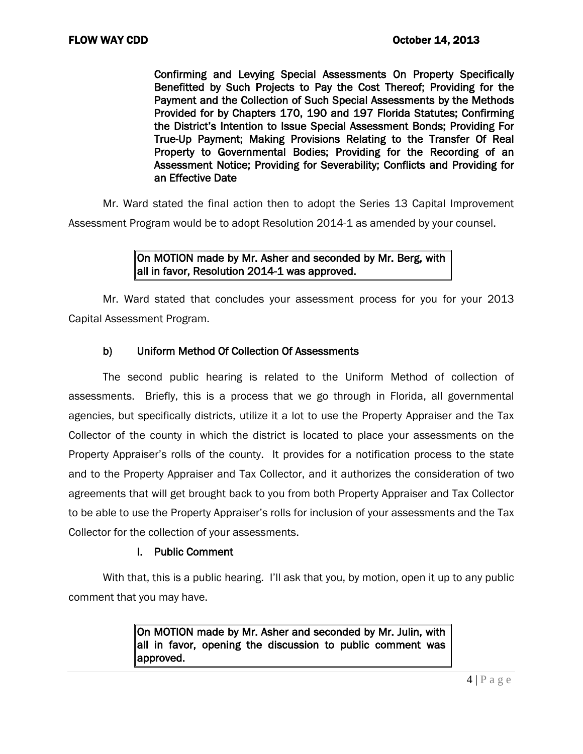**Confirming and Levying Special Assessments On Property Specifically Benefitted by Such Projects to Pay the Cost Thereof; Providing for the Payment and the Collection of Such Special Assessments by the Methods Provided for by Chapters 170, 190 and 197 Florida Statutes; Confirming the District's Intention to Issue Special Assessment Bonds; Providing For True-Up Payment; Making Provisions Relating to the Transfer Of Real Property to Governmental Bodies; Providing for the Recording of an Assessment Notice; Providing for Severability; Conflicts and Providing for an Effective Date**

Mr. Ward stated the final action then to adopt the Series 13 Capital Improvement Assessment Program would be to adopt Resolution 2014-1 as amended by your counsel.

> **On MOTION made by Mr. Asher and seconded by Mr. Berg, with all in favor, Resolution 2014-1 was approved.**

Mr. Ward stated that concludes your assessment process for you for your 2013 Capital Assessment Program.

**b) Uniform Method Of Collection Of Assessments**

The second public hearing is related to the Uniform Method of collection of assessments. Briefly, this is a process that we go through in Florida, all governmental agencies, but specifically districts, utilize it a lot to use the Property Appraiser and the Tax Collector of the county in which the district is located to place your assessments on the Property Appraiser's rolls of the county. It provides for a notification process to the state and to the Property Appraiser and Tax Collector, and it authorizes the consideration of two agreements that will get brought back to you from both Property Appraiser and Tax Collector to be able to use the Property Appraiser's rolls for inclusion of your assessments and the Tax Collector for the collection of your assessments.

**I. Public Comment**

With that, this is a public hearing. I'll ask that you, by motion, open it up to any public comment that you may have.

> **On MOTION made by Mr. Asher and seconded by Mr. Julin, with all in favor, opening the discussion to public comment was approved.**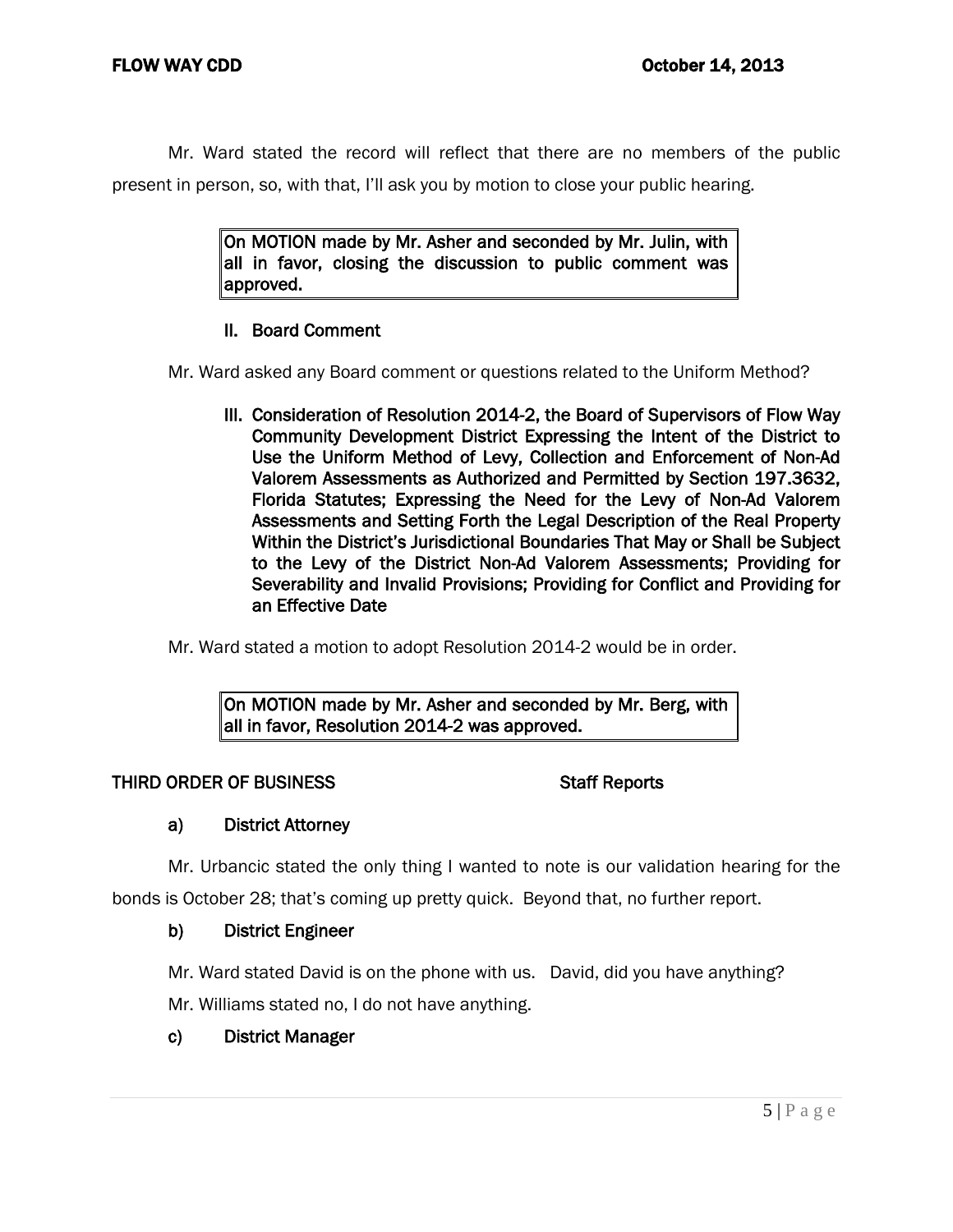Mr. Ward stated the record will reflect that there are no members of the public present in person, so, with that, I'll ask you by motion to close your public hearing.

> **On MOTION made by Mr. Asher and seconded by Mr. Julin, with all in favor, closing the discussion to public comment was approved.**

**II. Board Comment**

Mr. Ward asked any Board comment or questions related to the Uniform Method?

**III. Consideration of Resolution 2014-2, the Board of Supervisors of Flow Way Community Development District Expressing the Intent of the District to Use the Uniform Method of Levy, Collection and Enforcement of Non-Ad Valorem Assessments as Authorized and Permitted by Section 197.3632, Florida Statutes; Expressing the Need for the Levy of Non-Ad Valorem Assessments and Setting Forth the Legal Description of the Real Property Within the District's Jurisdictional Boundaries That May or Shall be Subject to the Levy of the District Non-Ad Valorem Assessments; Providing for Severability and Invalid Provisions; Providing for Conflict and Providing for an Effective Date**

Mr. Ward stated a motion to adopt Resolution 2014-2 would be in order.

> **On MOTION made by Mr. Asher and seconded by Mr. Berg, with all in favor, Resolution 2014-2 was approved.**

**THIRD ORDER OF BUSINESS — Staff Reports**

**a) District Attorney**

Mr. Urbancic stated the only thing I wanted to note is our validation hearing for the bonds is October 28; that's coming up pretty quick. Beyond that, no further report.

**b) District Engineer**

Mr. Ward stated David is on the phone with us. David, did you have anything?

Mr. Williams stated no, I do not have anything.

**c) District Manager**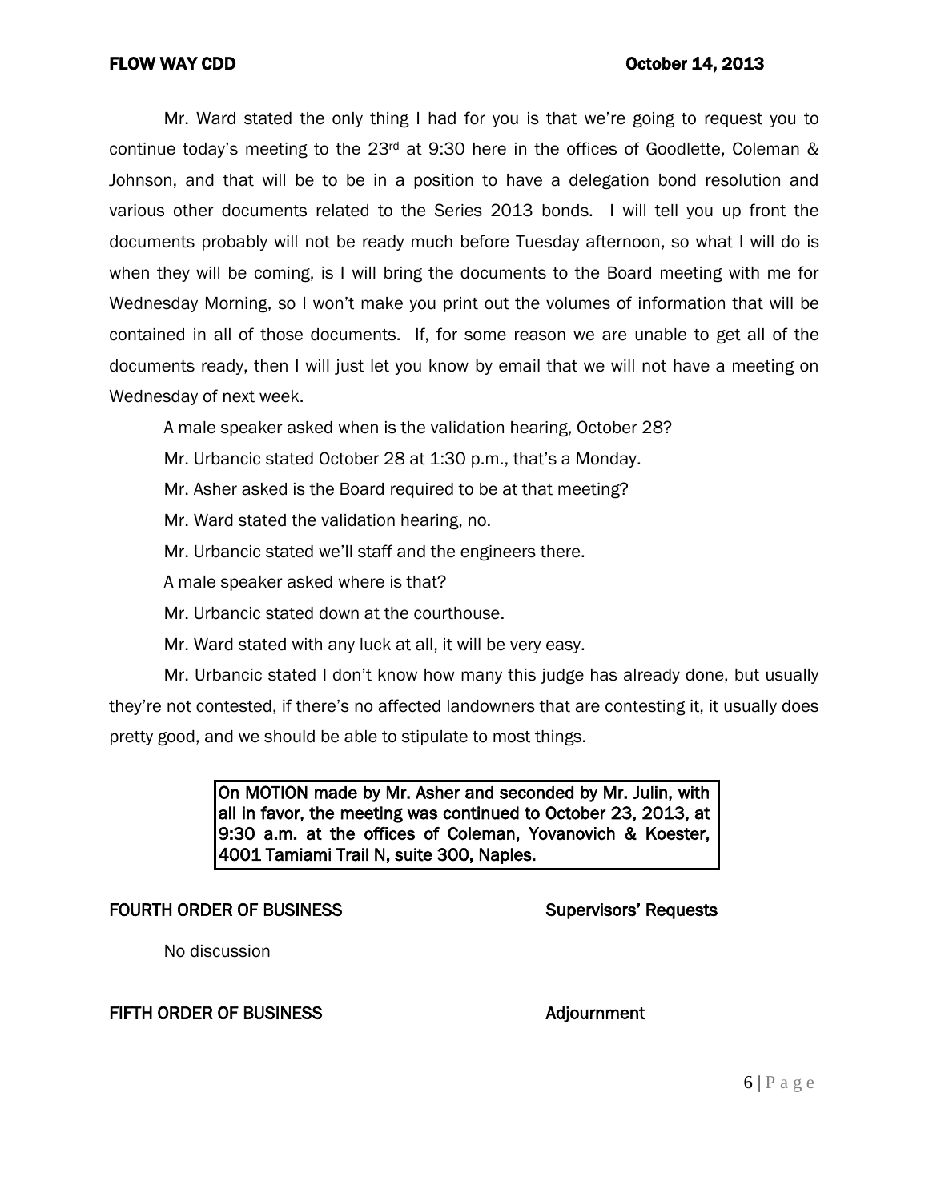Mr. Ward stated the only thing I had for you is that we're going to request you to continue today's meeting to the 23rd at 9:30 here in the offices of Goodlette, Coleman & Johnson, and that will be to be in a position to have a delegation bond resolution and various other documents related to the Series 2013 bonds. I will tell you up front the documents probably will not be ready much before Tuesday afternoon, so what I will do is when they will be coming, is I will bring the documents to the Board meeting with me for Wednesday Morning, so I won't make you print out the volumes of information that will be contained in all of those documents. If, for some reason we are unable to get all of the documents ready, then I will just let you know by email that we will not have a meeting on Wednesday of next week.

A male speaker asked when is the validation hearing, October 28?

Mr. Urbancic stated October 28 at 1:30 p.m., that's a Monday.

Mr. Asher asked is the Board required to be at that meeting?

Mr. Ward stated the validation hearing, no.

Mr. Urbancic stated we'll staff and the engineers there.

A male speaker asked where is that?

Mr. Urbancic stated down at the courthouse.

Mr. Ward stated with any luck at all, it will be very easy.

Mr. Urbancic stated I don't know how many this judge has already done, but usually they're not contested, if there's no affected landowners that are contesting it, it usually does pretty good, and we should be able to stipulate to most things.

**On MOTION made by Mr. Asher and seconded by Mr. Julin, with all in favor, the meeting was continued to October 23, 2013, at 9:30 a.m. at the offices of Coleman, Yovanovich & Koester, 4001 Tamiami Trail N, suite 300, Naples.**

**FOURTH ORDER OF BUSINESS** — **Supervisors' Requests**

No discussion

**FIFTH ORDER OF BUSINESS** — **Adjournment**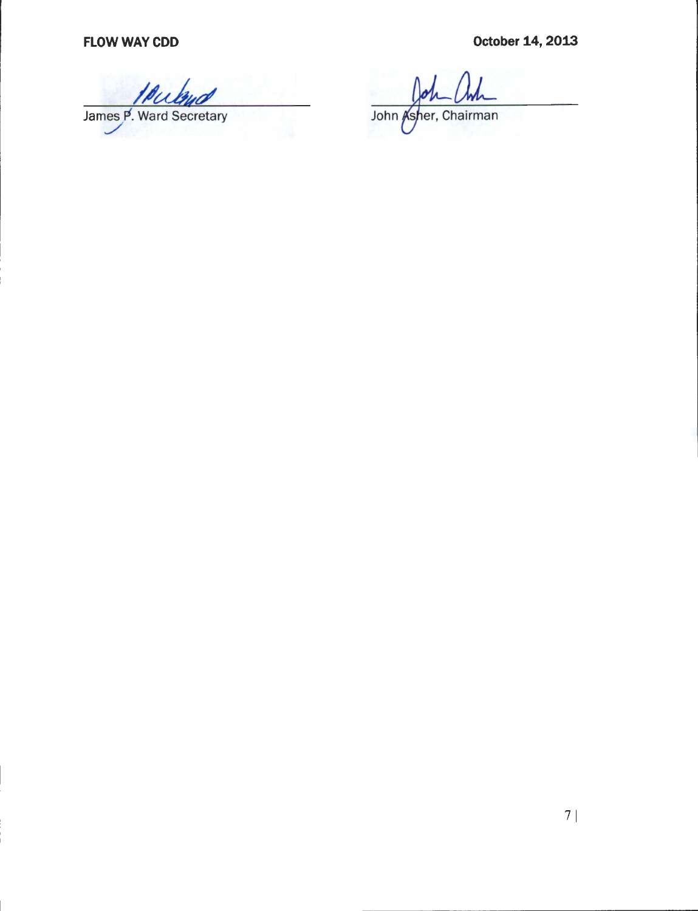James P. Ward Secretary

John Asher, Chairman